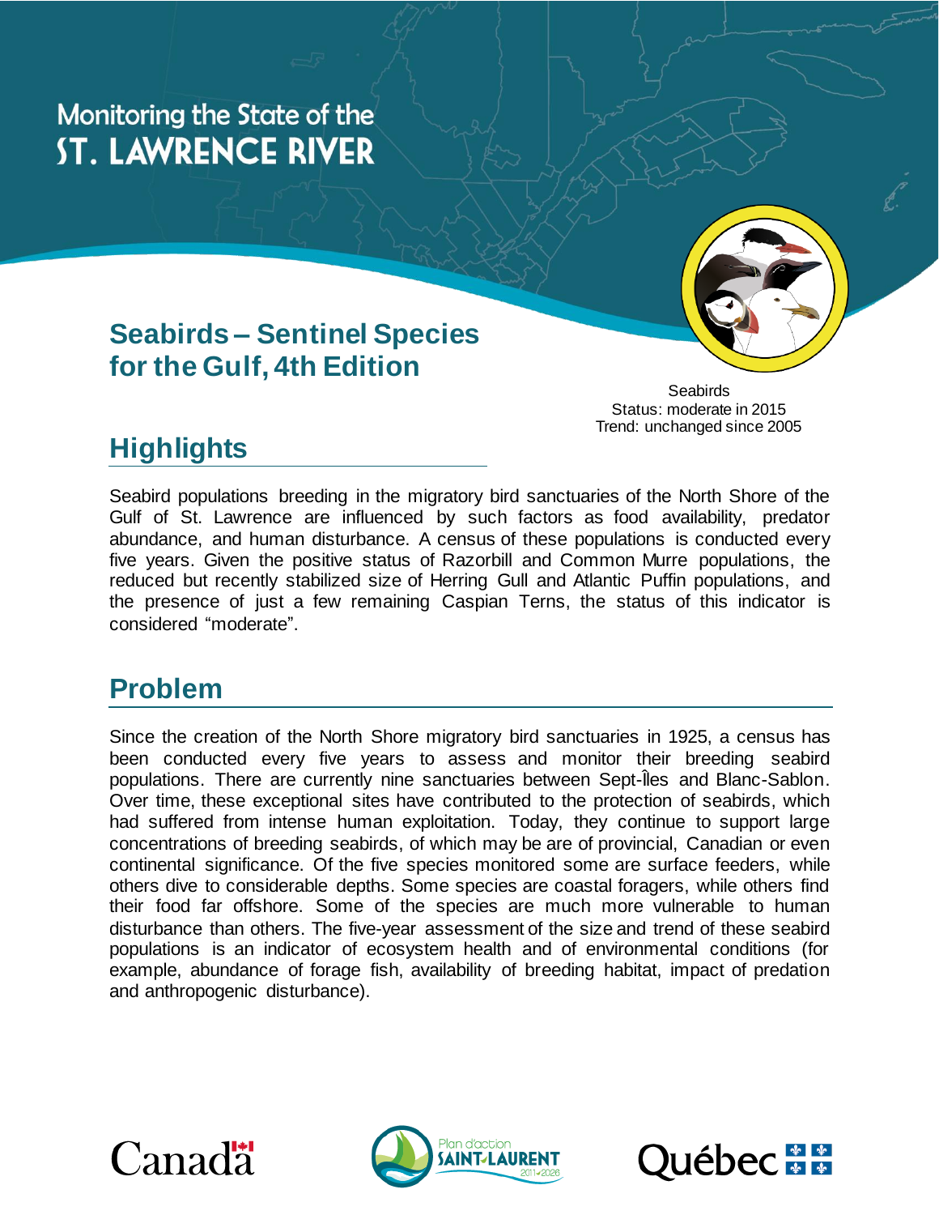# Monitoring the State of the ST. LAWRENCE RIVER

## Seabirds – Sentinel Species for the Gulf, 4th Edition

Seabirds
Status: moderate in 2015
Trend: unchanged since 2005

## Highlights

Seabird populations breeding in the migratory bird sanctuaries of the North Shore of the Gulf of St. Lawrence are influenced by such factors as food availability, predator abundance, and human disturbance. A census of these populations is conducted every five years. Given the positive status of Razorbill and Common Murre populations, the reduced but recently stabilized size of Herring Gull and Atlantic Puffin populations, and the presence of just a few remaining Caspian Terns, the status of this indicator is considered "moderate".

## Problem

Since the creation of the North Shore migratory bird sanctuaries in 1925, a census has been conducted every five years to assess and monitor their breeding seabird populations. There are currently nine sanctuaries between Sept-Îles and Blanc-Sablon. Over time, these exceptional sites have contributed to the protection of seabirds, which had suffered from intense human exploitation. Today, they continue to support large concentrations of breeding seabirds, of which may be are of provincial, Canadian or even continental significance. Of the five species monitored some are surface feeders, while others dive to considerable depths. Some species are coastal foragers, while others find their food far offshore. Some of the species are much more vulnerable to human disturbance than others. The five-year assessment of the size and trend of these seabird populations is an indicator of ecosystem health and of environmental conditions (for example, abundance of forage fish, availability of breeding habitat, impact of predation and anthropogenic disturbance).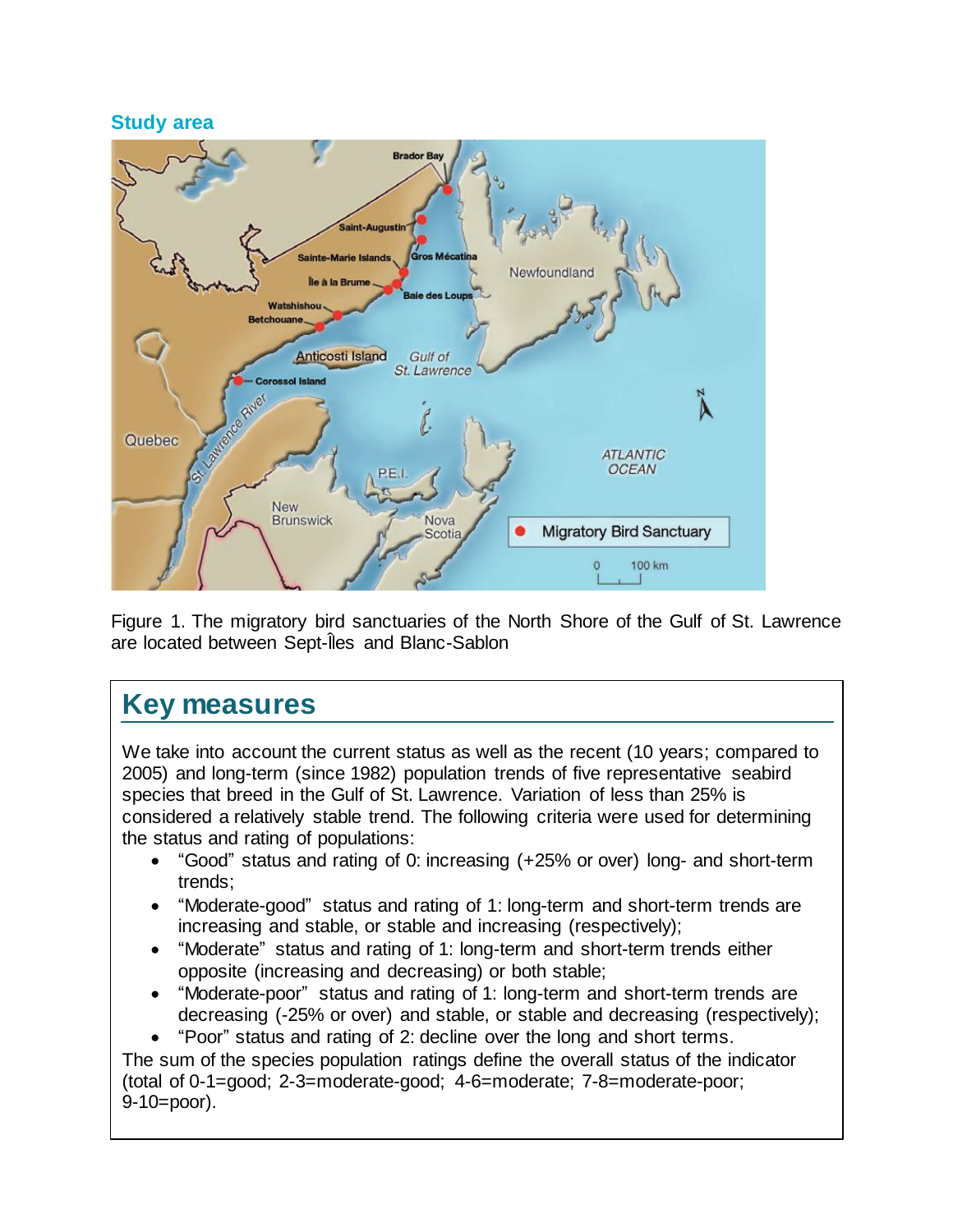## Study area

Figure 1. The migratory bird sanctuaries of the North Shore of the Gulf of St. Lawrence are located between Sept-Îles and Blanc-Sablon

## Key measures

We take into account the current status as well as the recent (10 years; compared to 2005) and long-term (since 1982) population trends of five representative seabird species that breed in the Gulf of St. Lawrence. Variation of less than 25% is considered a relatively stable trend. The following criteria were used for determining the status and rating of populations:

- "Good" status and rating of 0: increasing (+25% or over) long- and short-term trends;
- "Moderate-good" status and rating of 1: long-term and short-term trends are increasing and stable, or stable and increasing (respectively);
- "Moderate" status and rating of 1: long-term and short-term trends either opposite (increasing and decreasing) or both stable;
- "Moderate-poor" status and rating of 1: long-term and short-term trends are decreasing (-25% or over) and stable, or stable and decreasing (respectively);
- "Poor" status and rating of 2: decline over the long and short terms.

The sum of the species population ratings define the overall status of the indicator (total of 0-1=good; 2-3=moderate-good; 4-6=moderate; 7-8=moderate-poor; 9-10=poor).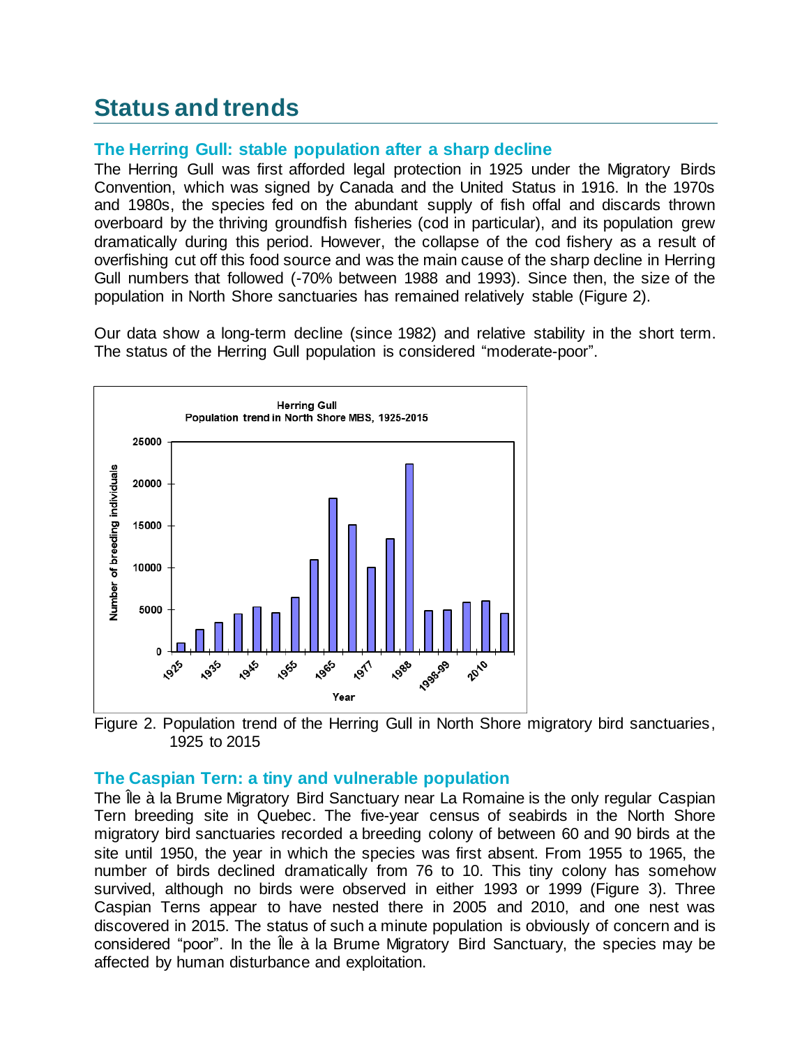# Status and trends

## The Herring Gull: stable population after a sharp decline

The Herring Gull was first afforded legal protection in 1925 under the Migratory Birds Convention, which was signed by Canada and the United Status in 1916. In the 1970s and 1980s, the species fed on the abundant supply of fish offal and discards thrown overboard by the thriving groundfish fisheries (cod in particular), and its population grew dramatically during this period. However, the collapse of the cod fishery as a result of overfishing cut off this food source and was the main cause of the sharp decline in Herring Gull numbers that followed (-70% between 1988 and 1993). Since then, the size of the population in North Shore sanctuaries has remained relatively stable (Figure 2).

Our data show a long-term decline (since 1982) and relative stability in the short term. The status of the Herring Gull population is considered "moderate-poor".

Figure 2. Population trend of the Herring Gull in North Shore migratory bird sanctuaries, 1925 to 2015

## The Caspian Tern: a tiny and vulnerable population

The Île à la Brume Migratory Bird Sanctuary near La Romaine is the only regular Caspian Tern breeding site in Quebec. The five-year census of seabirds in the North Shore migratory bird sanctuaries recorded a breeding colony of between 60 and 90 birds at the site until 1950, the year in which the species was first absent. From 1955 to 1965, the number of birds declined dramatically from 76 to 10. This tiny colony has somehow survived, although no birds were observed in either 1993 or 1999 (Figure 3). Three Caspian Terns appear to have nested there in 2005 and 2010, and one nest was discovered in 2015. The status of such a minute population is obviously of concern and is considered "poor". In the Île à la Brume Migratory Bird Sanctuary, the species may be affected by human disturbance and exploitation.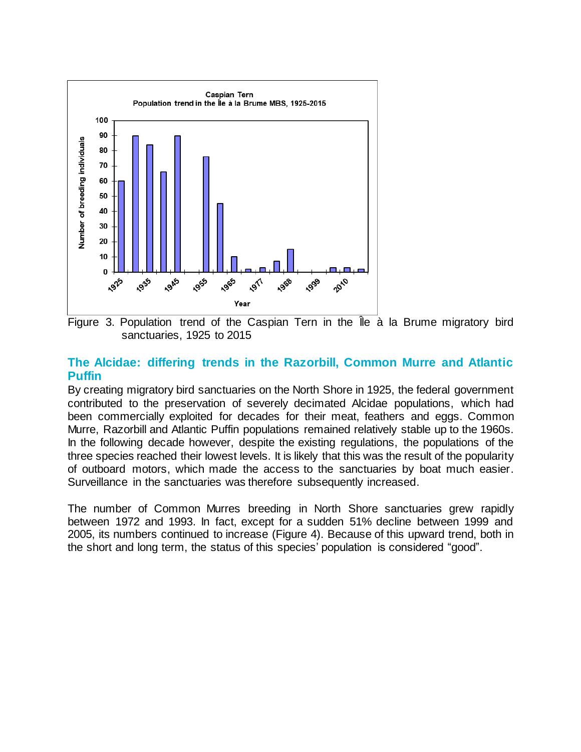Figure 3. Population trend of the Caspian Tern in the Île à la Brume migratory bird sanctuaries, 1925 to 2015

## The Alcidae: differing trends in the Razorbill, Common Murre and Atlantic Puffin

By creating migratory bird sanctuaries on the North Shore in 1925, the federal government contributed to the preservation of severely decimated Alcidae populations, which had been commercially exploited for decades for their meat, feathers and eggs. Common Murre, Razorbill and Atlantic Puffin populations remained relatively stable up to the 1960s. In the following decade however, despite the existing regulations, the populations of the three species reached their lowest levels. It is likely that this was the result of the popularity of outboard motors, which made the access to the sanctuaries by boat much easier. Surveillance in the sanctuaries was therefore subsequently increased.

The number of Common Murres breeding in North Shore sanctuaries grew rapidly between 1972 and 1993. In fact, except for a sudden 51% decline between 1999 and 2005, its numbers continued to increase (Figure 4). Because of this upward trend, both in the short and long term, the status of this species' population is considered "good".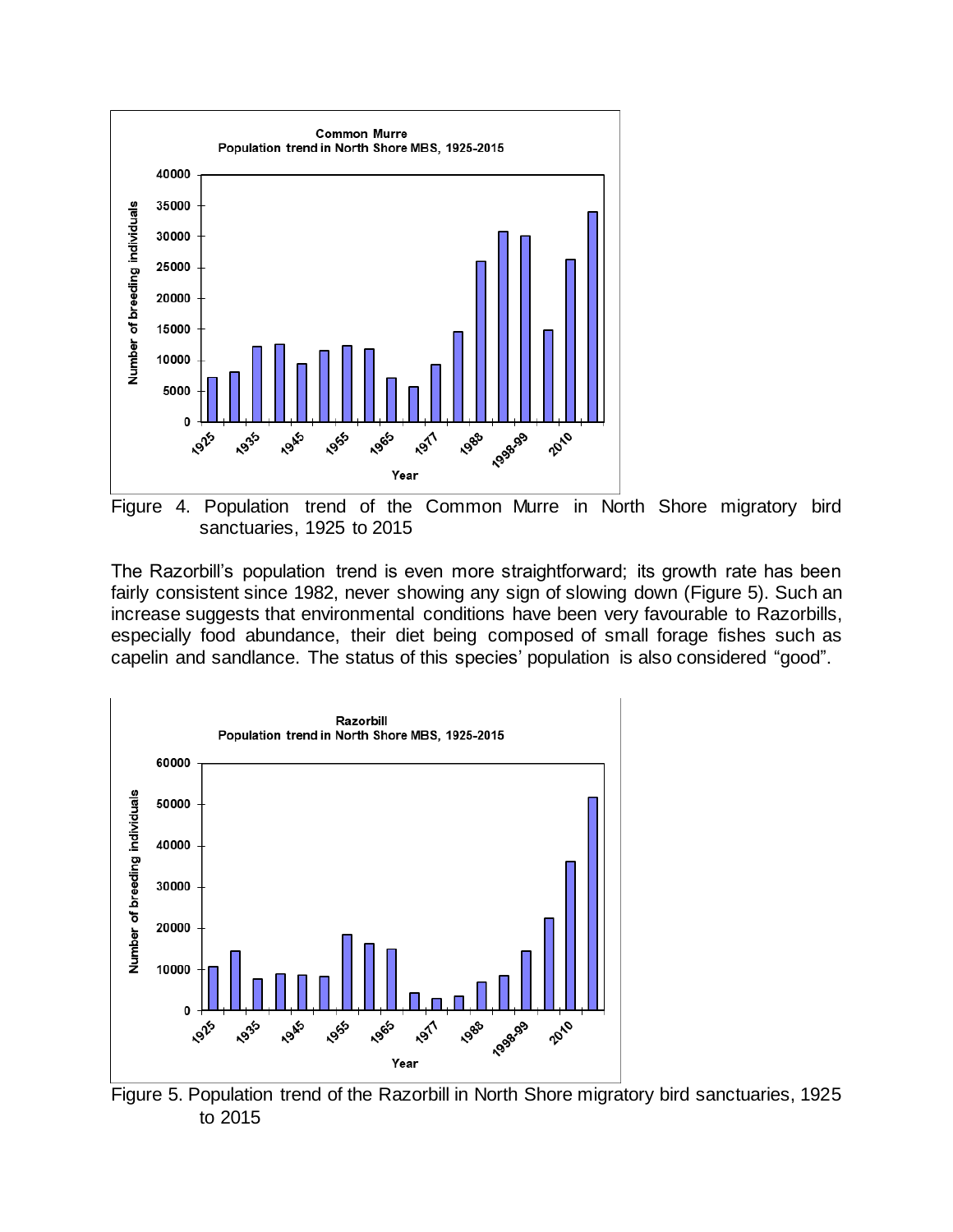Figure 4. Population trend of the Common Murre in North Shore migratory bird sanctuaries, 1925 to 2015

The Razorbill's population trend is even more straightforward; its growth rate has been fairly consistent since 1982, never showing any sign of slowing down (Figure 5). Such an increase suggests that environmental conditions have been very favourable to Razorbills, especially food abundance, their diet being composed of small forage fishes such as capelin and sandlance. The status of this species' population is also considered "good".

Figure 5. Population trend of the Razorbill in North Shore migratory bird sanctuaries, 1925 to 2015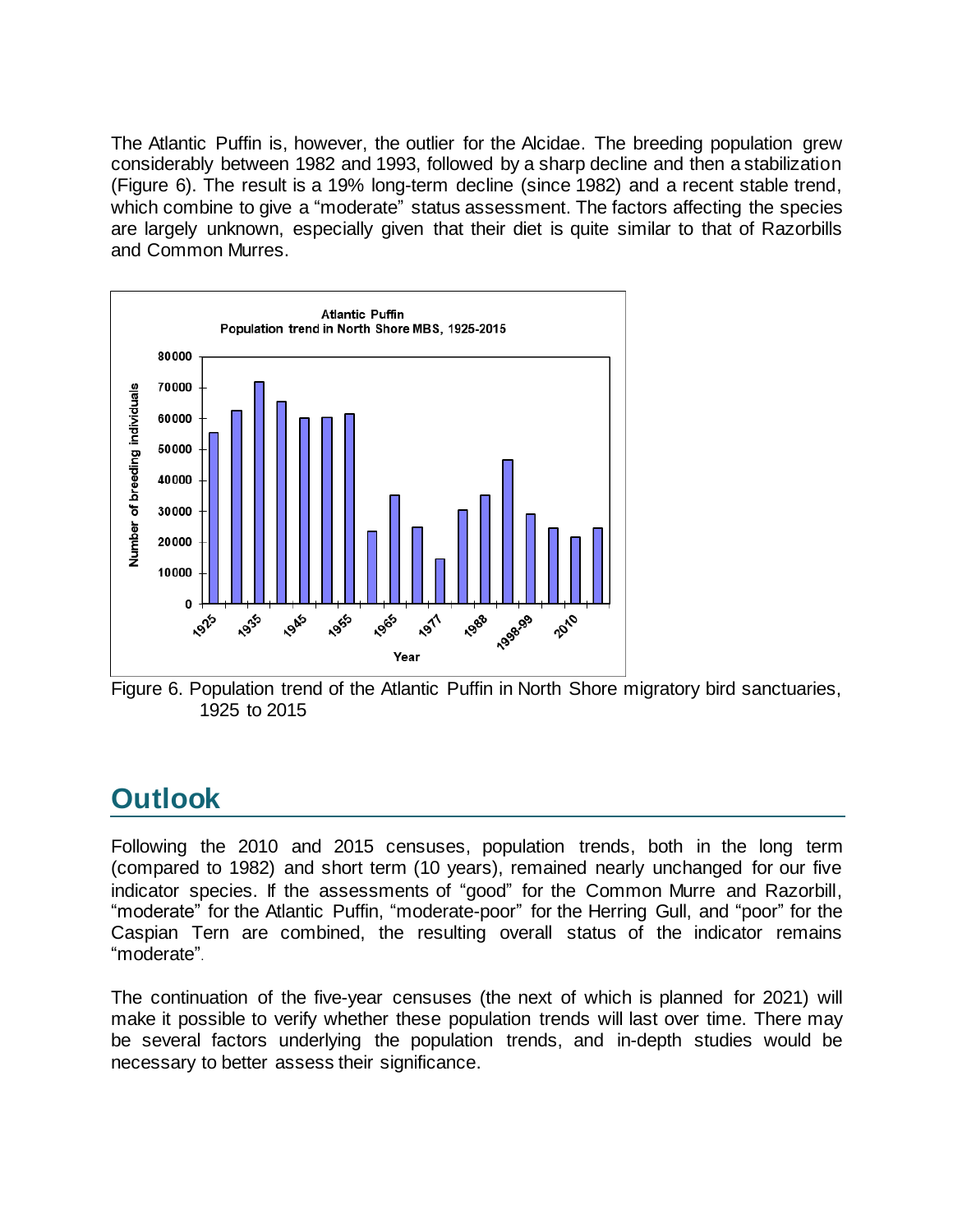The Atlantic Puffin is, however, the outlier for the Alcidae. The breeding population grew considerably between 1982 and 1993, followed by a sharp decline and then a stabilization (Figure 6). The result is a 19% long-term decline (since 1982) and a recent stable trend, which combine to give a “moderate” status assessment. The factors affecting the species are largely unknown, especially given that their diet is quite similar to that of Razorbills and Common Murres.

Figure 6. Population trend of the Atlantic Puffin in North Shore migratory bird sanctuaries, 1925 to 2015

## Outlook

Following the 2010 and 2015 censuses, population trends, both in the long term (compared to 1982) and short term (10 years), remained nearly unchanged for our five indicator species. If the assessments of “good” for the Common Murre and Razorbill, “moderate” for the Atlantic Puffin, “moderate-poor” for the Herring Gull, and “poor” for the Caspian Tern are combined, the resulting overall status of the indicator remains “moderate”.

The continuation of the five-year censuses (the next of which is planned for 2021) will make it possible to verify whether these population trends will last over time. There may be several factors underlying the population trends, and in-depth studies would be necessary to better assess their significance.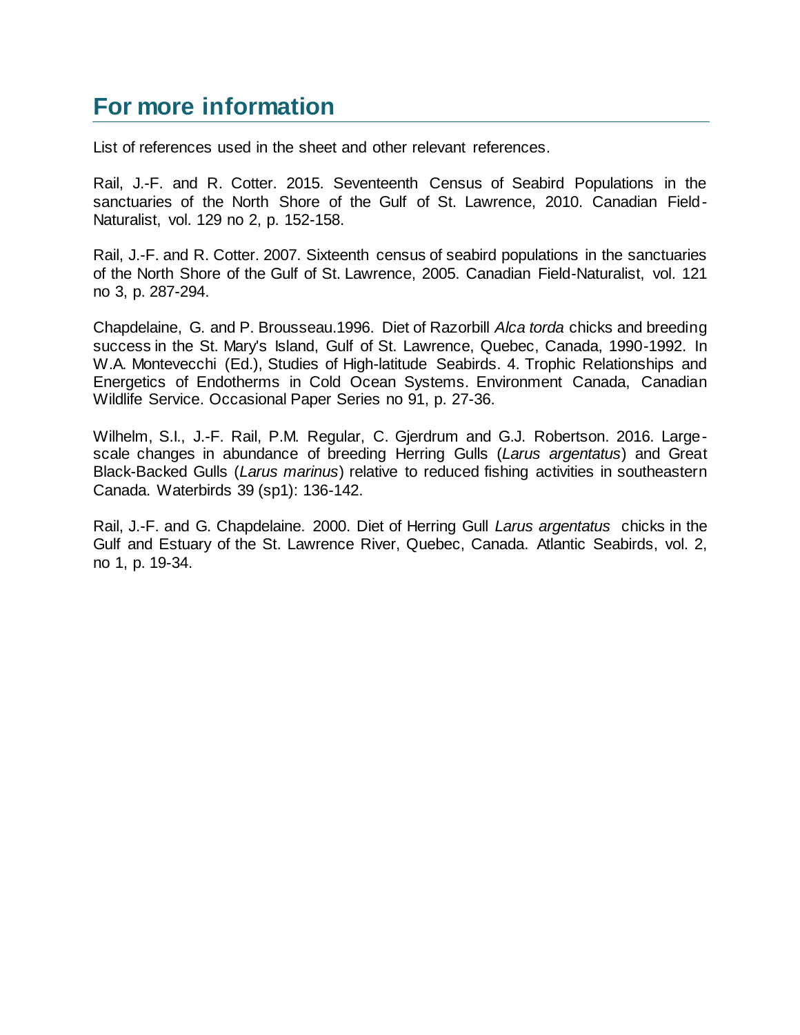## For more information

List of references used in the sheet and other relevant references.

Rail, J.-F. and R. Cotter. 2015. Seventeenth Census of Seabird Populations in the sanctuaries of the North Shore of the Gulf of St. Lawrence, 2010. Canadian Field-Naturalist, vol. 129 no 2, p. 152-158.

Rail, J.-F. and R. Cotter. 2007. Sixteenth census of seabird populations in the sanctuaries of the North Shore of the Gulf of St. Lawrence, 2005. Canadian Field-Naturalist, vol. 121 no 3, p. 287-294.

Chapdelaine, G. and P. Brousseau.1996. Diet of Razorbill *Alca torda* chicks and breeding success in the St. Mary's Island, Gulf of St. Lawrence, Quebec, Canada, 1990-1992. In W.A. Montevecchi (Ed.), Studies of High-latitude Seabirds. 4. Trophic Relationships and Energetics of Endotherms in Cold Ocean Systems. Environment Canada, Canadian Wildlife Service. Occasional Paper Series no 91, p. 27-36.

Wilhelm, S.I., J.-F. Rail, P.M. Regular, C. Gjerdrum and G.J. Robertson. 2016. Large-scale changes in abundance of breeding Herring Gulls (*Larus argentatus*) and Great Black-Backed Gulls (*Larus marinus*) relative to reduced fishing activities in southeastern Canada. Waterbirds 39 (sp1): 136-142.

Rail, J.-F. and G. Chapdelaine. 2000. Diet of Herring Gull *Larus argentatus* chicks in the Gulf and Estuary of the St. Lawrence River, Quebec, Canada. Atlantic Seabirds, vol. 2, no 1, p. 19-34.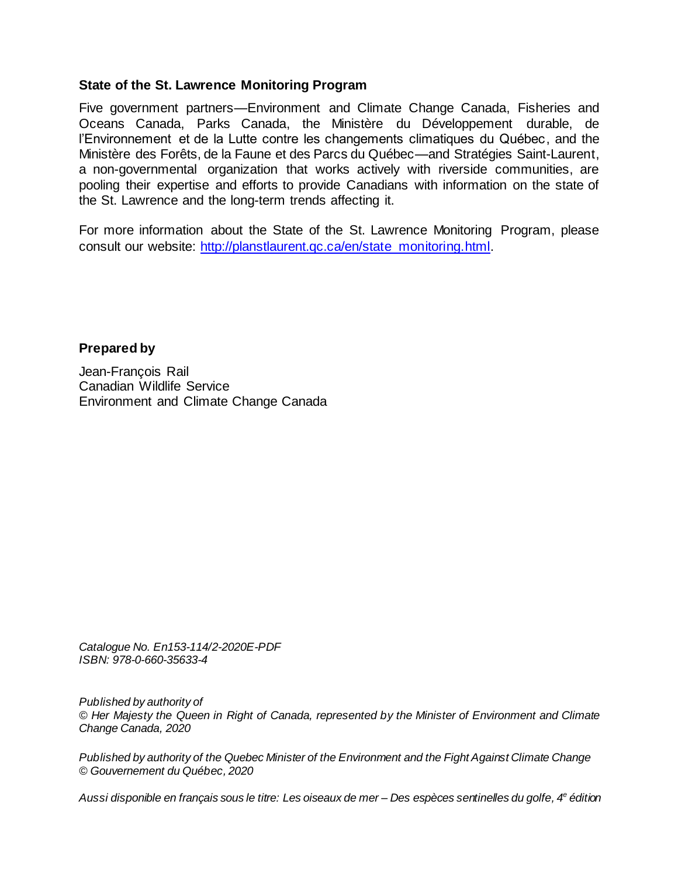**State of the St. Lawrence Monitoring Program**

Five government partners—Environment and Climate Change Canada, Fisheries and Oceans Canada, Parks Canada, the Ministère du Développement durable, de l'Environnement et de la Lutte contre les changements climatiques du Québec, and the Ministère des Forêts, de la Faune et des Parcs du Québec—and Stratégies Saint-Laurent, a non-governmental organization that works actively with riverside communities, are pooling their expertise and efforts to provide Canadians with information on the state of the St. Lawrence and the long-term trends affecting it.

For more information about the State of the St. Lawrence Monitoring Program, please consult our website: http://planstlaurent.qc.ca/en/state_monitoring.html.

**Prepared by**

Jean-François Rail
Canadian Wildlife Service
Environment and Climate Change Canada

*Catalogue No. En153-114/2-2020E-PDF*
*ISBN: 978-0-660-35633-4*

*Published by authority of*
*© Her Majesty the Queen in Right of Canada, represented by the Minister of Environment and Climate Change Canada, 2020*

*Published by authority of the Quebec Minister of the Environment and the Fight Against Climate Change*
*© Gouvernement du Québec, 2020*

*Aussi disponible en français sous le titre: Les oiseaux de mer – Des espèces sentinelles du golfe, 4e édition*